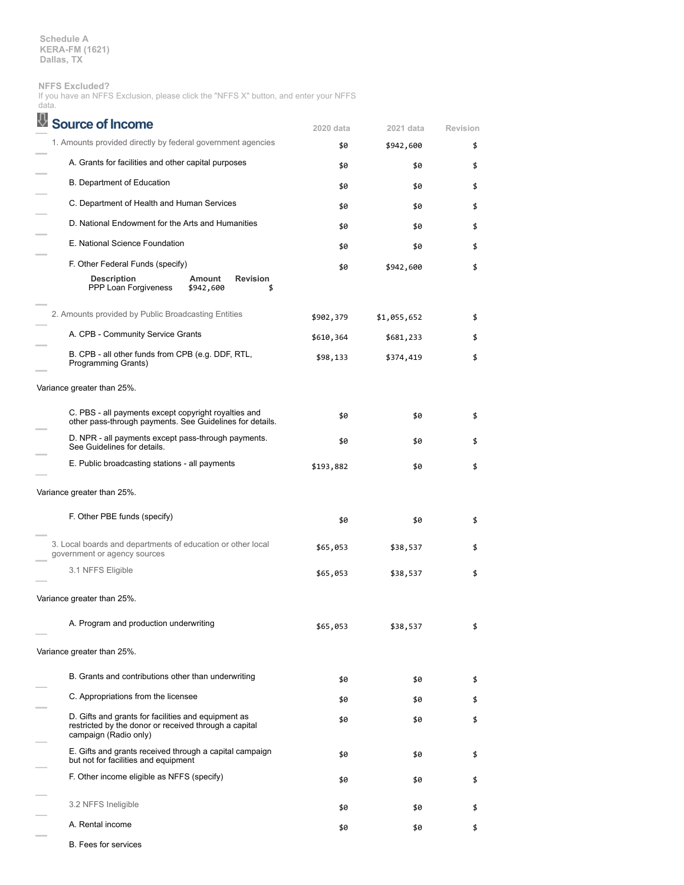Schedule A
KERA-FM (1621)
Dallas, TX

**NFFS Excluded?**
If you have an NFFS Exclusion, please click the "NFFS X" button, and enter your NFFS data.

## Source of Income

| | 2020 data | 2021 data | Revision |
|---|---|---|---|
| 1. Amounts provided directly by federal government agencies | $0 | $942,600 | $ |
| A. Grants for facilities and other capital purposes | $0 | $0 | $ |
| B. Department of Education | $0 | $0 | $ |
| C. Department of Health and Human Services | $0 | $0 | $ |
| D. National Endowment for the Arts and Humanities | $0 | $0 | $ |
| E. National Science Foundation | $0 | $0 | $ |
| F. Other Federal Funds (specify) | $0 | $942,600 | $ |

| Description | Amount | Revision |
|---|---|---|
| PPP Loan Forgiveness | $942,600 | $ |

| | 2020 data | 2021 data | Revision |
|---|---|---|---|
| 2. Amounts provided by Public Broadcasting Entities | $902,379 | $1,055,652 | $ |
| A. CPB - Community Service Grants | $610,364 | $681,233 | $ |
| B. CPB - all other funds from CPB (e.g. DDF, RTL, Programming Grants) | $98,133 | $374,419 | $ |

Variance greater than 25%.

| | 2020 data | 2021 data | Revision |
|---|---|---|---|
| C. PBS - all payments except copyright royalties and other pass-through payments. See Guidelines for details. | $0 | $0 | $ |
| D. NPR - all payments except pass-through payments. See Guidelines for details. | $0 | $0 | $ |
| E. Public broadcasting stations - all payments | $193,882 | $0 | $ |

Variance greater than 25%.

| | 2020 data | 2021 data | Revision |
|---|---|---|---|
| F. Other PBE funds (specify) | $0 | $0 | $ |
| 3. Local boards and departments of education or other local government or agency sources | $65,053 | $38,537 | $ |
| 3.1 NFFS Eligible | $65,053 | $38,537 | $ |

Variance greater than 25%.

| | 2020 data | 2021 data | Revision |
|---|---|---|---|
| A. Program and production underwriting | $65,053 | $38,537 | $ |

Variance greater than 25%.

| | 2020 data | 2021 data | Revision |
|---|---|---|---|
| B. Grants and contributions other than underwriting | $0 | $0 | $ |
| C. Appropriations from the licensee | $0 | $0 | $ |
| D. Gifts and grants for facilities and equipment as restricted by the donor or received through a capital campaign (Radio only) | $0 | $0 | $ |
| E. Gifts and grants received through a capital campaign but not for facilities and equipment | $0 | $0 | $ |
| F. Other income eligible as NFFS (specify) | $0 | $0 | $ |
| 3.2 NFFS Ineligible | $0 | $0 | $ |
| A. Rental income | $0 | $0 | $ |
| B. Fees for services | | | |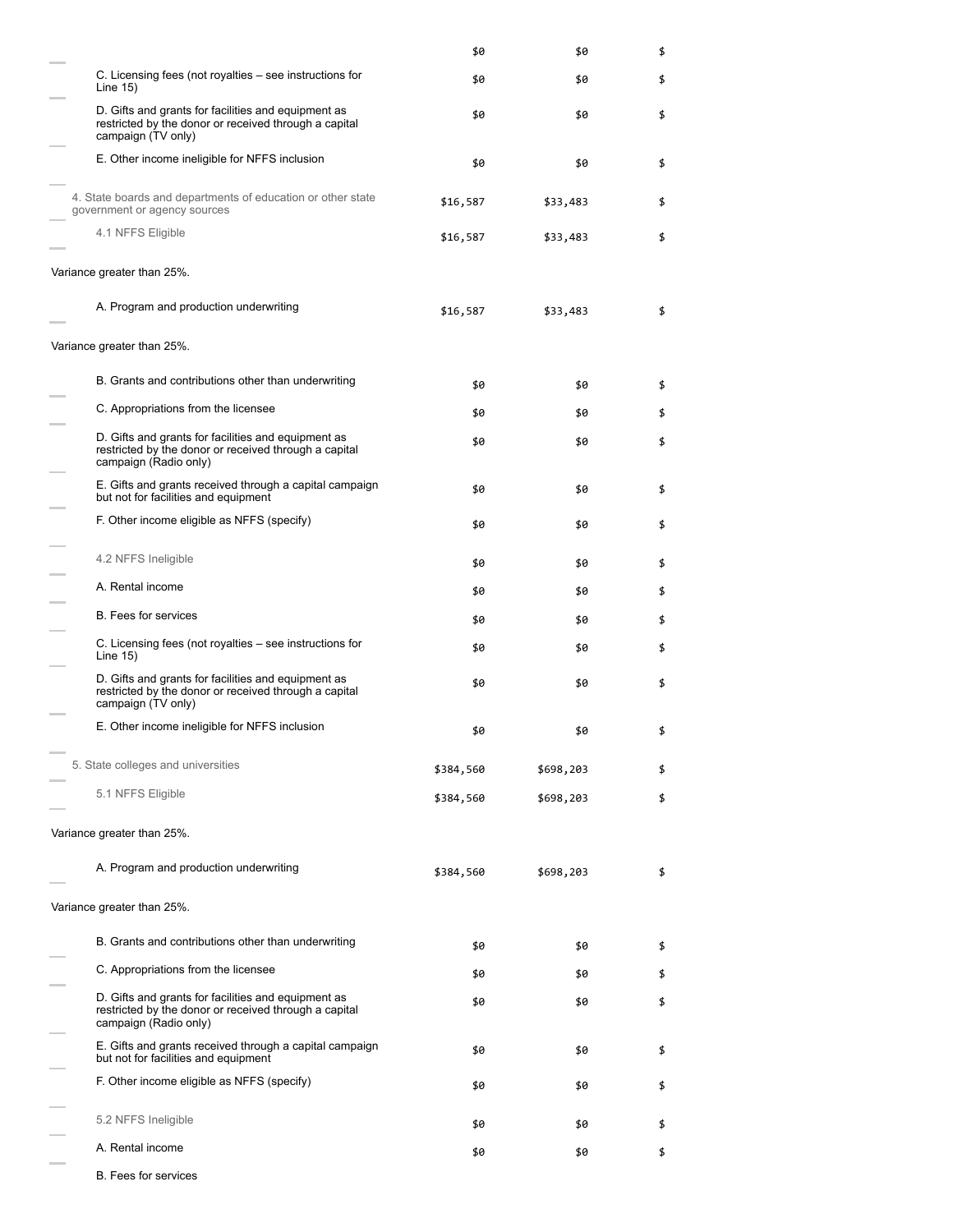| | | | |
|---|---|---|---|
| | $0 | $0 | $ |
| C. Licensing fees (not royalties – see instructions for Line 15) | $0 | $0 | $ |
| D. Gifts and grants for facilities and equipment as restricted by the donor or received through a capital campaign (TV only) | $0 | $0 | $ |
| E. Other income ineligible for NFFS inclusion | $0 | $0 | $ |
| 4. State boards and departments of education or other state government or agency sources | $16,587 | $33,483 | $ |
| 4.1 NFFS Eligible | $16,587 | $33,483 | $ |
| Variance greater than 25%. | | | |
| A. Program and production underwriting | $16,587 | $33,483 | $ |
| Variance greater than 25%. | | | |
| B. Grants and contributions other than underwriting | $0 | $0 | $ |
| C. Appropriations from the licensee | $0 | $0 | $ |
| D. Gifts and grants for facilities and equipment as restricted by the donor or received through a capital campaign (Radio only) | $0 | $0 | $ |
| E. Gifts and grants received through a capital campaign but not for facilities and equipment | $0 | $0 | $ |
| F. Other income eligible as NFFS (specify) | $0 | $0 | $ |
| 4.2 NFFS Ineligible | $0 | $0 | $ |
| A. Rental income | $0 | $0 | $ |
| B. Fees for services | $0 | $0 | $ |
| C. Licensing fees (not royalties – see instructions for Line 15) | $0 | $0 | $ |
| D. Gifts and grants for facilities and equipment as restricted by the donor or received through a capital campaign (TV only) | $0 | $0 | $ |
| E. Other income ineligible for NFFS inclusion | $0 | $0 | $ |
| 5. State colleges and universities | $384,560 | $698,203 | $ |
| 5.1 NFFS Eligible | $384,560 | $698,203 | $ |
| Variance greater than 25%. | | | |
| A. Program and production underwriting | $384,560 | $698,203 | $ |
| Variance greater than 25%. | | | |
| B. Grants and contributions other than underwriting | $0 | $0 | $ |
| C. Appropriations from the licensee | $0 | $0 | $ |
| D. Gifts and grants for facilities and equipment as restricted by the donor or received through a capital campaign (Radio only) | $0 | $0 | $ |
| E. Gifts and grants received through a capital campaign but not for facilities and equipment | $0 | $0 | $ |
| F. Other income eligible as NFFS (specify) | $0 | $0 | $ |
| 5.2 NFFS Ineligible | $0 | $0 | $ |
| A. Rental income | $0 | $0 | $ |
| B. Fees for services | | | |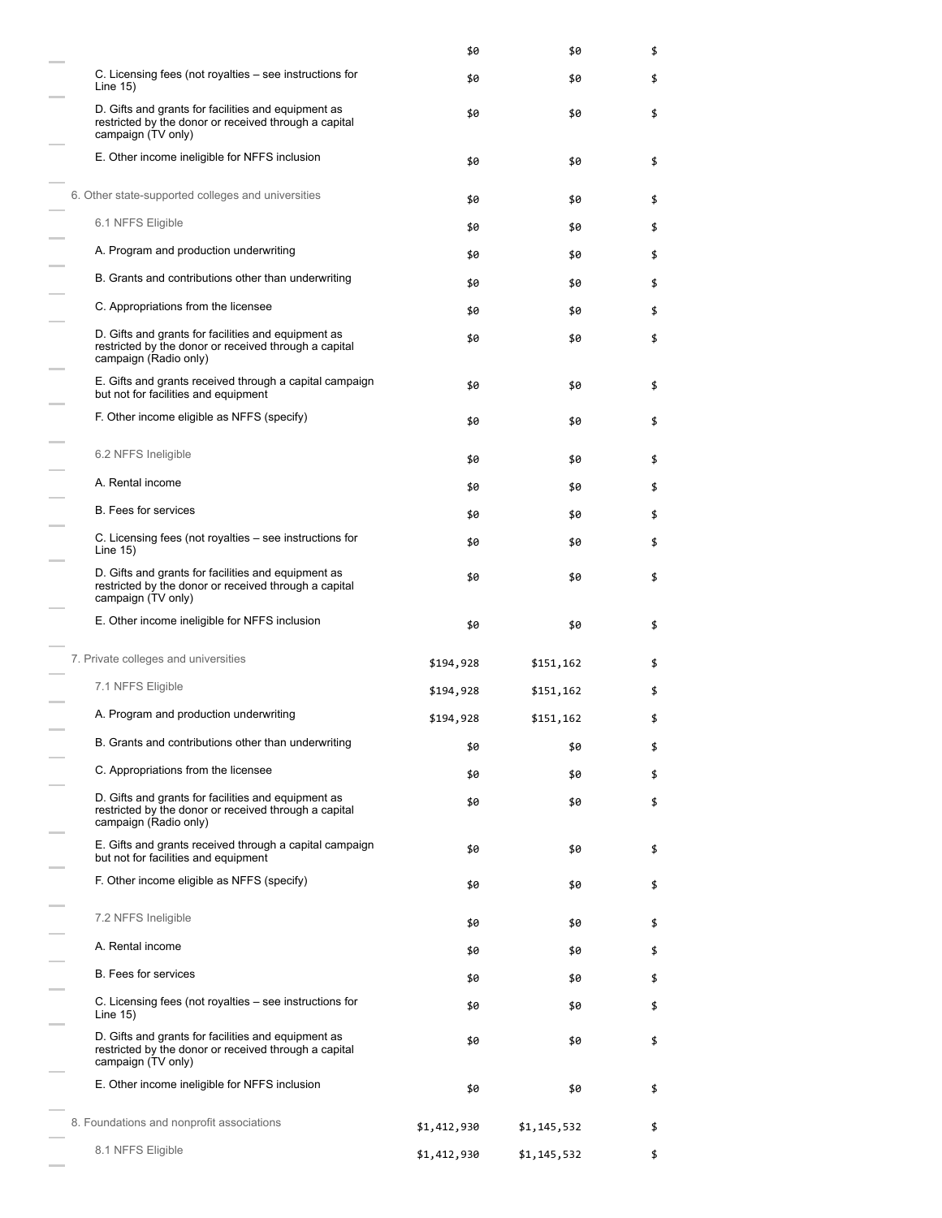| | | | |
|---|---|---|---|
| | $0 | $0 | $ |
| C. Licensing fees (not royalties – see instructions for Line 15) | $0 | $0 | $ |
| D. Gifts and grants for facilities and equipment as restricted by the donor or received through a capital campaign (TV only) | $0 | $0 | $ |
| E. Other income ineligible for NFFS inclusion | $0 | $0 | $ |
| 6. Other state-supported colleges and universities | $0 | $0 | $ |
| 6.1 NFFS Eligible | $0 | $0 | $ |
| A. Program and production underwriting | $0 | $0 | $ |
| B. Grants and contributions other than underwriting | $0 | $0 | $ |
| C. Appropriations from the licensee | $0 | $0 | $ |
| D. Gifts and grants for facilities and equipment as restricted by the donor or received through a capital campaign (Radio only) | $0 | $0 | $ |
| E. Gifts and grants received through a capital campaign but not for facilities and equipment | $0 | $0 | $ |
| F. Other income eligible as NFFS (specify) | $0 | $0 | $ |
| 6.2 NFFS Ineligible | $0 | $0 | $ |
| A. Rental income | $0 | $0 | $ |
| B. Fees for services | $0 | $0 | $ |
| C. Licensing fees (not royalties – see instructions for Line 15) | $0 | $0 | $ |
| D. Gifts and grants for facilities and equipment as restricted by the donor or received through a capital campaign (TV only) | $0 | $0 | $ |
| E. Other income ineligible for NFFS inclusion | $0 | $0 | $ |
| 7. Private colleges and universities | $194,928 | $151,162 | $ |
| 7.1 NFFS Eligible | $194,928 | $151,162 | $ |
| A. Program and production underwriting | $194,928 | $151,162 | $ |
| B. Grants and contributions other than underwriting | $0 | $0 | $ |
| C. Appropriations from the licensee | $0 | $0 | $ |
| D. Gifts and grants for facilities and equipment as restricted by the donor or received through a capital campaign (Radio only) | $0 | $0 | $ |
| E. Gifts and grants received through a capital campaign but not for facilities and equipment | $0 | $0 | $ |
| F. Other income eligible as NFFS (specify) | $0 | $0 | $ |
| 7.2 NFFS Ineligible | $0 | $0 | $ |
| A. Rental income | $0 | $0 | $ |
| B. Fees for services | $0 | $0 | $ |
| C. Licensing fees (not royalties – see instructions for Line 15) | $0 | $0 | $ |
| D. Gifts and grants for facilities and equipment as restricted by the donor or received through a capital campaign (TV only) | $0 | $0 | $ |
| E. Other income ineligible for NFFS inclusion | $0 | $0 | $ |
| 8. Foundations and nonprofit associations | $1,412,930 | $1,145,532 | $ |
| 8.1 NFFS Eligible | $1,412,930 | $1,145,532 | $ |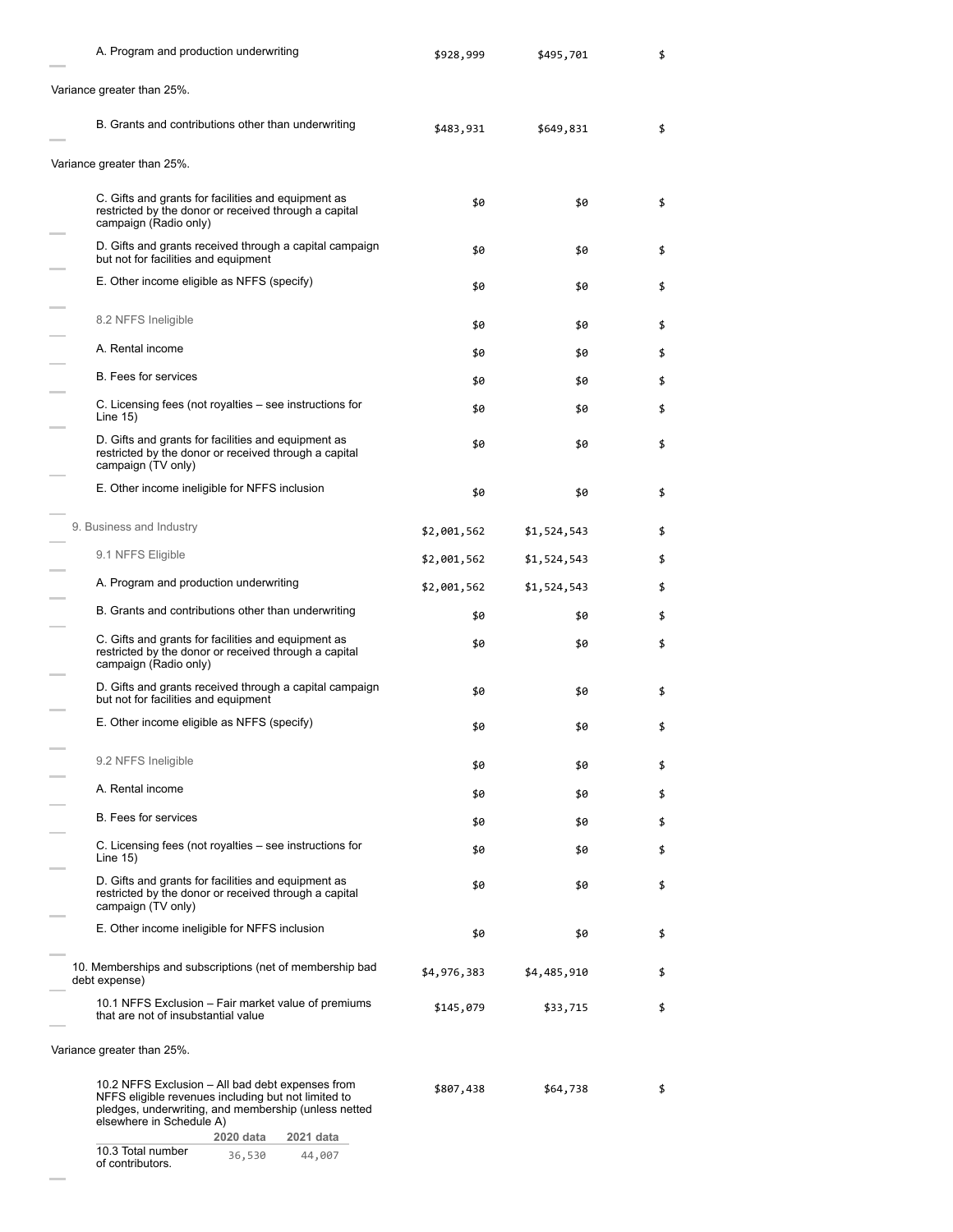| | | | |
|---|---|---|---|
| A. Program and production underwriting | $928,999 | $495,701 | $ |
| Variance greater than 25%. | | | |
| B. Grants and contributions other than underwriting | $483,931 | $649,831 | $ |
| Variance greater than 25%. | | | |
| C. Gifts and grants for facilities and equipment as restricted by the donor or received through a capital campaign (Radio only) | $0 | $0 | $ |
| D. Gifts and grants received through a capital campaign but not for facilities and equipment | $0 | $0 | $ |
| E. Other income eligible as NFFS (specify) | $0 | $0 | $ |
| 8.2 NFFS Ineligible | $0 | $0 | $ |
| A. Rental income | $0 | $0 | $ |
| B. Fees for services | $0 | $0 | $ |
| C. Licensing fees (not royalties – see instructions for Line 15) | $0 | $0 | $ |
| D. Gifts and grants for facilities and equipment as restricted by the donor or received through a capital campaign (TV only) | $0 | $0 | $ |
| E. Other income ineligible for NFFS inclusion | $0 | $0 | $ |
| 9. Business and Industry | $2,001,562 | $1,524,543 | $ |
| 9.1 NFFS Eligible | $2,001,562 | $1,524,543 | $ |
| A. Program and production underwriting | $2,001,562 | $1,524,543 | $ |
| B. Grants and contributions other than underwriting | $0 | $0 | $ |
| C. Gifts and grants for facilities and equipment as restricted by the donor or received through a capital campaign (Radio only) | $0 | $0 | $ |
| D. Gifts and grants received through a capital campaign but not for facilities and equipment | $0 | $0 | $ |
| E. Other income eligible as NFFS (specify) | $0 | $0 | $ |
| 9.2 NFFS Ineligible | $0 | $0 | $ |
| A. Rental income | $0 | $0 | $ |
| B. Fees for services | $0 | $0 | $ |
| C. Licensing fees (not royalties – see instructions for Line 15) | $0 | $0 | $ |
| D. Gifts and grants for facilities and equipment as restricted by the donor or received through a capital campaign (TV only) | $0 | $0 | $ |
| E. Other income ineligible for NFFS inclusion | $0 | $0 | $ |
| 10. Memberships and subscriptions (net of membership bad debt expense) | $4,976,383 | $4,485,910 | $ |
| 10.1 NFFS Exclusion – Fair market value of premiums that are not of insubstantial value | $145,079 | $33,715 | $ |
| Variance greater than 25%. | | | |
| 10.2 NFFS Exclusion – All bad debt expenses from NFFS eligible revenues including but not limited to pledges, underwriting, and membership (unless netted elsewhere in Schedule A) | $807,438 | $64,738 | $ |

| | 2020 data | 2021 data |
|---|---|---|
| 10.3 Total number of contributors. | 36,530 | 44,007 |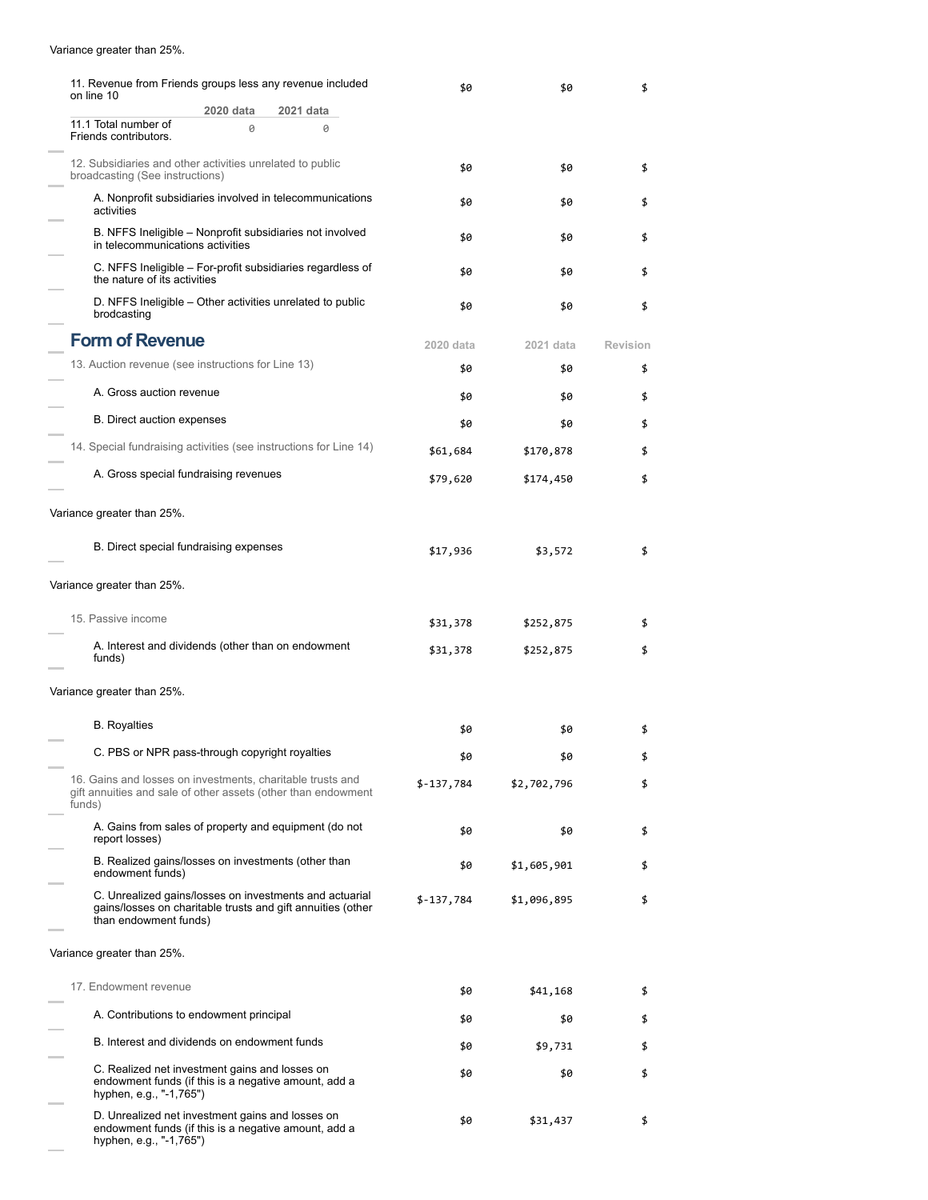Variance greater than 25%.

| | | | |
|---|---|---|---|
| 11. Revenue from Friends groups less any revenue included on line 10 | $0 | $0 | $ |

| | 2020 data | 2021 data |
|---|---|---|
| 11.1 Total number of Friends contributors. | 0 | 0 |

| | | | |
|---|---|---|---|
| 12. Subsidiaries and other activities unrelated to public broadcasting (See instructions) | $0 | $0 | $ |
| A. Nonprofit subsidiaries involved in telecommunications activities | $0 | $0 | $ |
| B. NFFS Ineligible – Nonprofit subsidiaries not involved in telecommunications activities | $0 | $0 | $ |
| C. NFFS Ineligible – For-profit subsidiaries regardless of the nature of its activities | $0 | $0 | $ |
| D. NFFS Ineligible – Other activities unrelated to public brodcasting | $0 | $0 | $ |

## Form of Revenue

| | 2020 data | 2021 data | Revision |
|---|---|---|---|
| 13. Auction revenue (see instructions for Line 13) | $0 | $0 | $ |
| A. Gross auction revenue | $0 | $0 | $ |
| B. Direct auction expenses | $0 | $0 | $ |
| 14. Special fundraising activities (see instructions for Line 14) | $61,684 | $170,878 | $ |
| A. Gross special fundraising revenues | $79,620 | $174,450 | $ |

Variance greater than 25%.

| | | | |
|---|---|---|---|
| B. Direct special fundraising expenses | $17,936 | $3,572 | $ |

Variance greater than 25%.

| | | | |
|---|---|---|---|
| 15. Passive income | $31,378 | $252,875 | $ |
| A. Interest and dividends (other than on endowment funds) | $31,378 | $252,875 | $ |

Variance greater than 25%.

| | | | |
|---|---|---|---|
| B. Royalties | $0 | $0 | $ |
| C. PBS or NPR pass-through copyright royalties | $0 | $0 | $ |
| 16. Gains and losses on investments, charitable trusts and gift annuities and sale of other assets (other than endowment funds) | $-137,784 | $2,702,796 | $ |
| A. Gains from sales of property and equipment (do not report losses) | $0 | $0 | $ |
| B. Realized gains/losses on investments (other than endowment funds) | $0 | $1,605,901 | $ |
| C. Unrealized gains/losses on investments and actuarial gains/losses on charitable trusts and gift annuities (other than endowment funds) | $-137,784 | $1,096,895 | $ |

Variance greater than 25%.

| | | | |
|---|---|---|---|
| 17. Endowment revenue | $0 | $41,168 | $ |
| A. Contributions to endowment principal | $0 | $0 | $ |
| B. Interest and dividends on endowment funds | $0 | $9,731 | $ |
| C. Realized net investment gains and losses on endowment funds (if this is a negative amount, add a hyphen, e.g., "-1,765") | $0 | $0 | $ |
| D. Unrealized net investment gains and losses on endowment funds (if this is a negative amount, add a hyphen, e.g., "-1,765") | $0 | $31,437 | $ |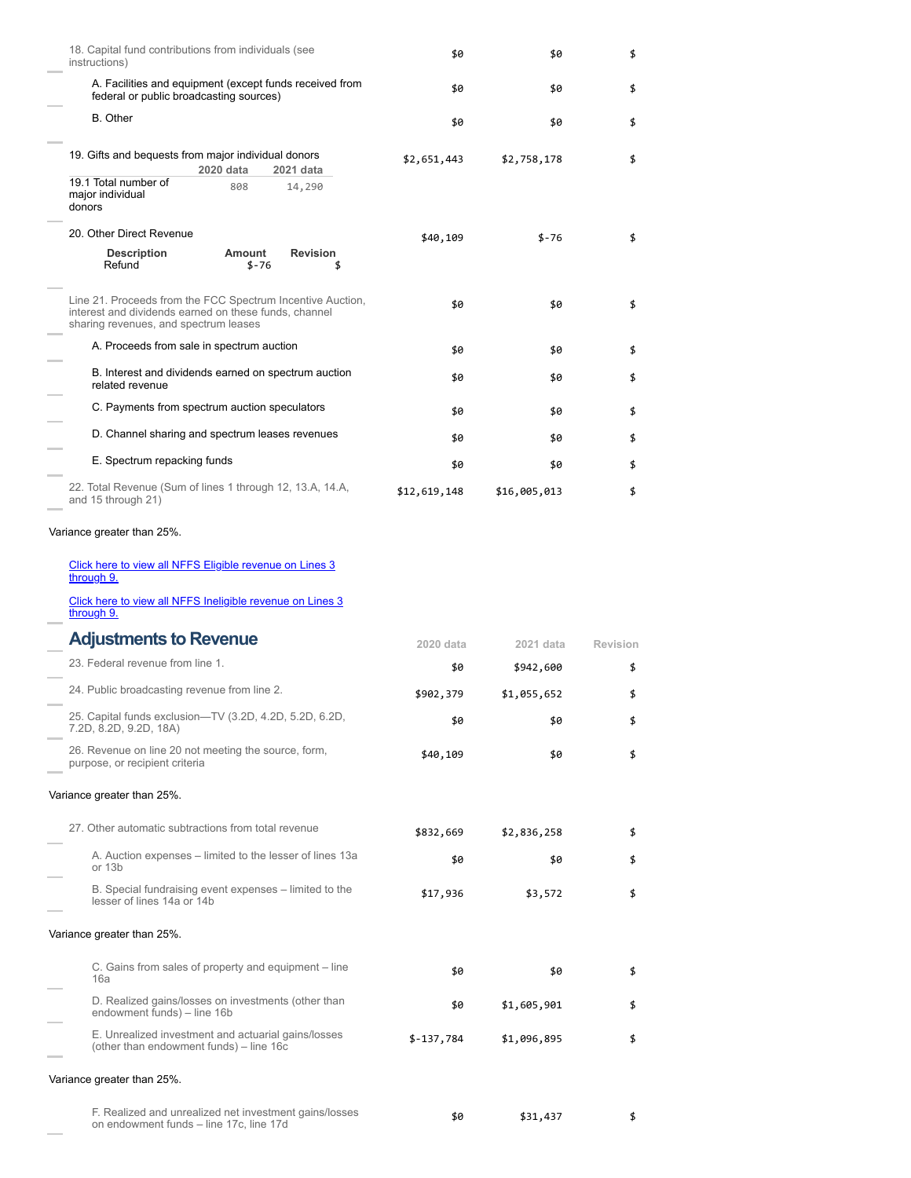| | | | |
|---|---|---|---|
| 18. Capital fund contributions from individuals (see instructions) | $0 | $0 | $ |
| A. Facilities and equipment (except funds received from federal or public broadcasting sources) | $0 | $0 | $ |
| B. Other | $0 | $0 | $ |
| 19. Gifts and bequests from major individual donors | $2,651,443 | $2,758,178 | $ |

| | 2020 data | 2021 data |
|---|---|---|
| 19.1 Total number of major individual donors | 808 | 14,290 |

| | | | |
|---|---|---|---|
| 20. Other Direct Revenue | $40,109 | $-76 | $ |

| Description | Amount | Revision |
|---|---|---|
| Refund | $-76 | $ |

| | | | |
|---|---|---|---|
| Line 21. Proceeds from the FCC Spectrum Incentive Auction, interest and dividends earned on these funds, channel sharing revenues, and spectrum leases | $0 | $0 | $ |
| A. Proceeds from sale in spectrum auction | $0 | $0 | $ |
| B. Interest and dividends earned on spectrum auction related revenue | $0 | $0 | $ |
| C. Payments from spectrum auction speculators | $0 | $0 | $ |
| D. Channel sharing and spectrum leases revenues | $0 | $0 | $ |
| E. Spectrum repacking funds | $0 | $0 | $ |
| 22. Total Revenue (Sum of lines 1 through 12, 13.A, 14.A, and 15 through 21) | $12,619,148 | $16,005,013 | $ |

Variance greater than 25%.

Click here to view all NFFS Eligible revenue on Lines 3 through 9.

Click here to view all NFFS Ineligible revenue on Lines 3 through 9.

## Adjustments to Revenue

| | 2020 data | 2021 data | Revision |
|---|---|---|---|
| 23. Federal revenue from line 1. | $0 | $942,600 | $ |
| 24. Public broadcasting revenue from line 2. | $902,379 | $1,055,652 | $ |
| 25. Capital funds exclusion—TV (3.2D, 4.2D, 5.2D, 6.2D, 7.2D, 8.2D, 9.2D, 18A) | $0 | $0 | $ |
| 26. Revenue on line 20 not meeting the source, form, purpose, or recipient criteria | $40,109 | $0 | $ |

Variance greater than 25%.

| | | | |
|---|---|---|---|
| 27. Other automatic subtractions from total revenue | $832,669 | $2,836,258 | $ |
| A. Auction expenses – limited to the lesser of lines 13a or 13b | $0 | $0 | $ |
| B. Special fundraising event expenses – limited to the lesser of lines 14a or 14b | $17,936 | $3,572 | $ |

Variance greater than 25%.

| | | | |
|---|---|---|---|
| C. Gains from sales of property and equipment – line 16a | $0 | $0 | $ |
| D. Realized gains/losses on investments (other than endowment funds) – line 16b | $0 | $1,605,901 | $ |
| E. Unrealized investment and actuarial gains/losses (other than endowment funds) – line 16c | $-137,784 | $1,096,895 | $ |

Variance greater than 25%.

| | | | |
|---|---|---|---|
| F. Realized and unrealized net investment gains/losses on endowment funds – line 17c, line 17d | $0 | $31,437 | $ |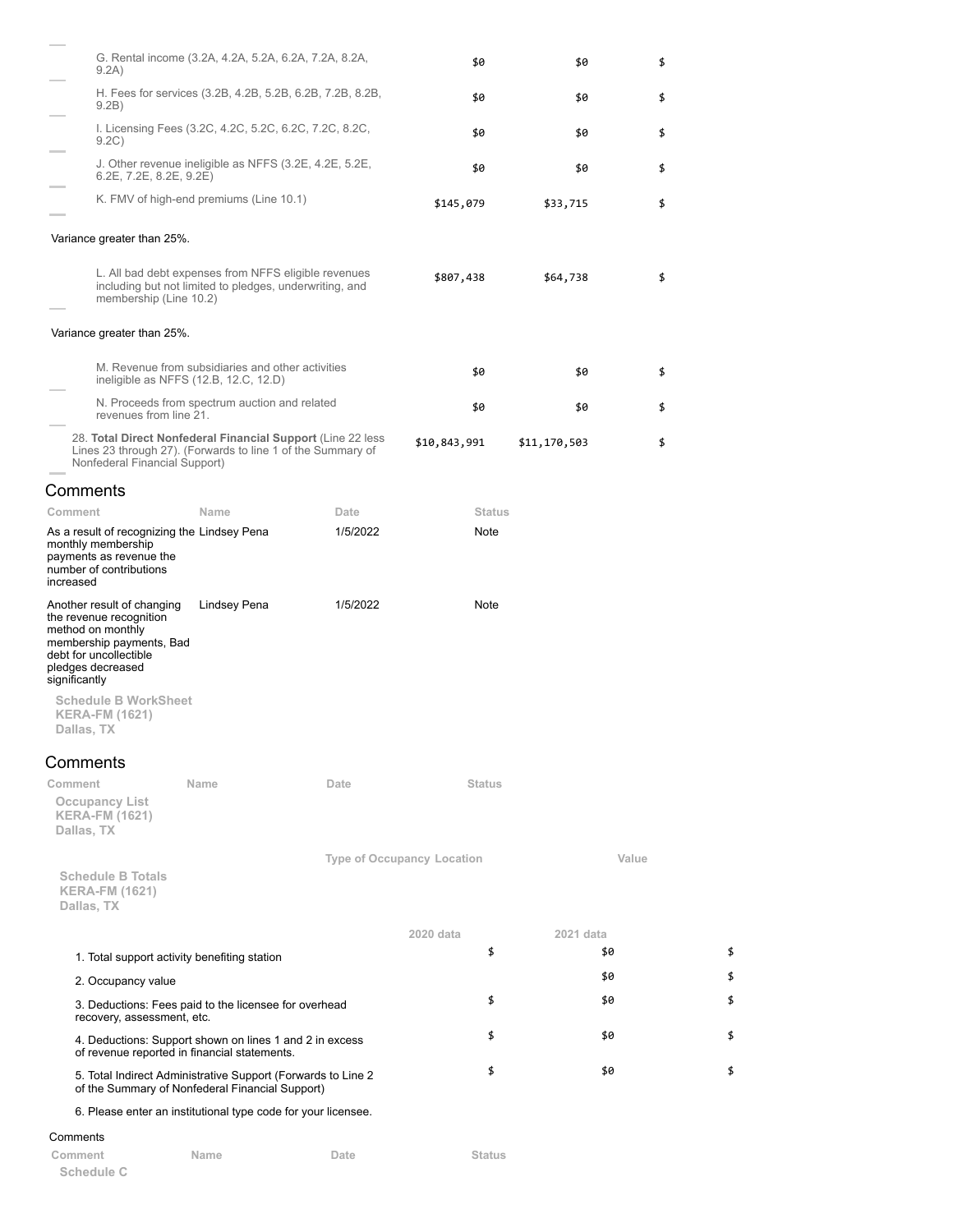| | | | |
|---|---|---|---|
| G. Rental income (3.2A, 4.2A, 5.2A, 6.2A, 7.2A, 8.2A, 9.2A) | $0 | $0 | $ |
| H. Fees for services (3.2B, 4.2B, 5.2B, 6.2B, 7.2B, 8.2B, 9.2B) | $0 | $0 | $ |
| I. Licensing Fees (3.2C, 4.2C, 5.2C, 6.2C, 7.2C, 8.2C, 9.2C) | $0 | $0 | $ |
| J. Other revenue ineligible as NFFS (3.2E, 4.2E, 5.2E, 6.2E, 7.2E, 8.2E, 9.2E) | $0 | $0 | $ |
| K. FMV of high-end premiums (Line 10.1) | $145,079 | $33,715 | $ |

Variance greater than 25%.

| | | | |
|---|---|---|---|
| L. All bad debt expenses from NFFS eligible revenues including but not limited to pledges, underwriting, and membership (Line 10.2) | $807,438 | $64,738 | $ |

Variance greater than 25%.

| | | | |
|---|---|---|---|
| M. Revenue from subsidiaries and other activities ineligible as NFFS (12.B, 12.C, 12.D) | $0 | $0 | $ |
| N. Proceeds from spectrum auction and related revenues from line 21. | $0 | $0 | $ |
| 28. **Total Direct Nonfederal Financial Support** (Line 22 less Lines 23 through 27). (Forwards to line 1 of the Summary of Nonfederal Financial Support) | $10,843,991 | $11,170,503 | $ |

## Comments

| Comment | Name | Date | Status |
|---|---|---|---|
| As a result of recognizing the monthly membership payments as revenue the number of contributions increased | Lindsey Pena | 1/5/2022 | Note |
| Another result of changing the revenue recognition method on monthly membership payments, Bad debt for uncollectible pledges decreased significantly | Lindsey Pena | 1/5/2022 | Note |

**Schedule B WorkSheet**
**KERA-FM (1621)**
**Dallas, TX**

## Comments

| Comment | Name | Date | Status |
|---|---|---|---|

**Occupancy List**
**KERA-FM (1621)**
**Dallas, TX**

| Type of Occupancy | Location | Value |
|---|---|---|

**Schedule B Totals**
**KERA-FM (1621)**
**Dallas, TX**

| | 2020 data | 2021 data | |
|---|---|---|---|
| 1. Total support activity benefiting station | $ | $0 | $ |
| 2. Occupancy value | | $0 | $ |
| 3. Deductions: Fees paid to the licensee for overhead recovery, assessment, etc. | $ | $0 | $ |
| 4. Deductions: Support shown on lines 1 and 2 in excess of revenue reported in financial statements. | $ | $0 | $ |
| 5. Total Indirect Administrative Support (Forwards to Line 2 of the Summary of Nonfederal Financial Support) | $ | $0 | $ |
| 6. Please enter an institutional type code for your licensee. | | | |

Comments

| Comment | Name | Date | Status |
|---|---|---|---|

**Schedule C**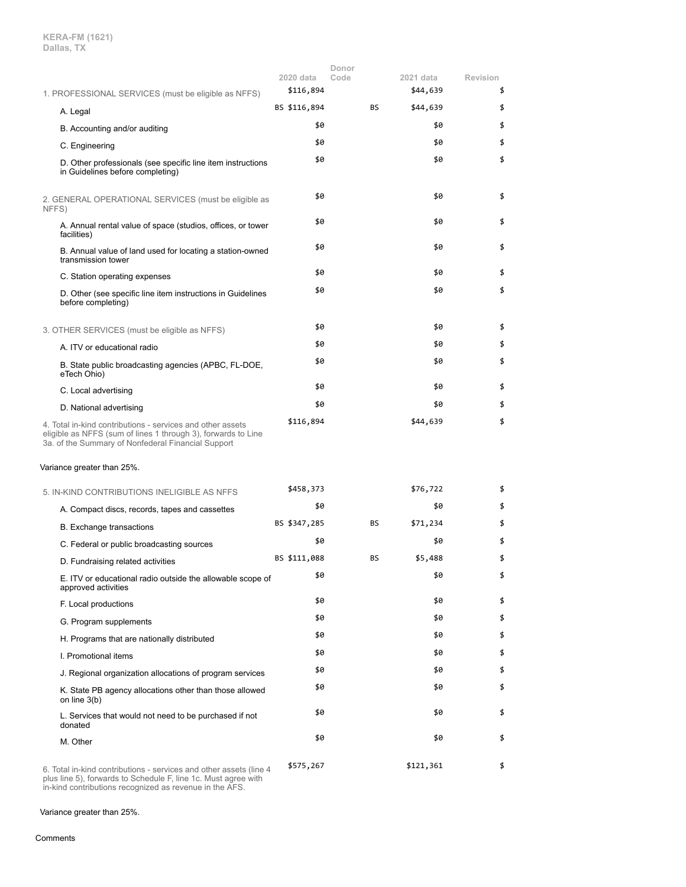KERA-FM (1621)
Dallas, TX

| | 2020 data | Donor Code | 2021 data | Revision |
|---|---|---|---|---|
| 1. PROFESSIONAL SERVICES (must be eligible as NFFS) | $116,894 | | $44,639 | $ |
| A. Legal | BS $116,894 | BS | $44,639 | $ |
| B. Accounting and/or auditing | $0 | | $0 | $ |
| C. Engineering | $0 | | $0 | $ |
| D. Other professionals (see specific line item instructions in Guidelines before completing) | $0 | | $0 | $ |
| 2. GENERAL OPERATIONAL SERVICES (must be eligible as NFFS) | $0 | | $0 | $ |
| A. Annual rental value of space (studios, offices, or tower facilities) | $0 | | $0 | $ |
| B. Annual value of land used for locating a station-owned transmission tower | $0 | | $0 | $ |
| C. Station operating expenses | $0 | | $0 | $ |
| D. Other (see specific line item instructions in Guidelines before completing) | $0 | | $0 | $ |
| 3. OTHER SERVICES (must be eligible as NFFS) | $0 | | $0 | $ |
| A. ITV or educational radio | $0 | | $0 | $ |
| B. State public broadcasting agencies (APBC, FL-DOE, eTech Ohio) | $0 | | $0 | $ |
| C. Local advertising | $0 | | $0 | $ |
| D. National advertising | $0 | | $0 | $ |
| 4. Total in-kind contributions - services and other assets eligible as NFFS (sum of lines 1 through 3), forwards to Line 3a. of the Summary of Nonfederal Financial Support | $116,894 | | $44,639 | $ |

Variance greater than 25%.

| | 2020 data | Donor Code | 2021 data | Revision |
|---|---|---|---|---|
| 5. IN-KIND CONTRIBUTIONS INELIGIBLE AS NFFS | $458,373 | | $76,722 | $ |
| A. Compact discs, records, tapes and cassettes | $0 | | $0 | $ |
| B. Exchange transactions | BS $347,285 | BS | $71,234 | $ |
| C. Federal or public broadcasting sources | $0 | | $0 | $ |
| D. Fundraising related activities | BS $111,088 | BS | $5,488 | $ |
| E. ITV or educational radio outside the allowable scope of approved activities | $0 | | $0 | $ |
| F. Local productions | $0 | | $0 | $ |
| G. Program supplements | $0 | | $0 | $ |
| H. Programs that are nationally distributed | $0 | | $0 | $ |
| I. Promotional items | $0 | | $0 | $ |
| J. Regional organization allocations of program services | $0 | | $0 | $ |
| K. State PB agency allocations other than those allowed on line 3(b) | $0 | | $0 | $ |
| L. Services that would not need to be purchased if not donated | $0 | | $0 | $ |
| M. Other | $0 | | $0 | $ |
| 6. Total in-kind contributions - services and other assets (line 4 plus line 5), forwards to Schedule F, line 1c. Must agree with in-kind contributions recognized as revenue in the AFS. | $575,267 | | $121,361 | $ |

Variance greater than 25%.

Comments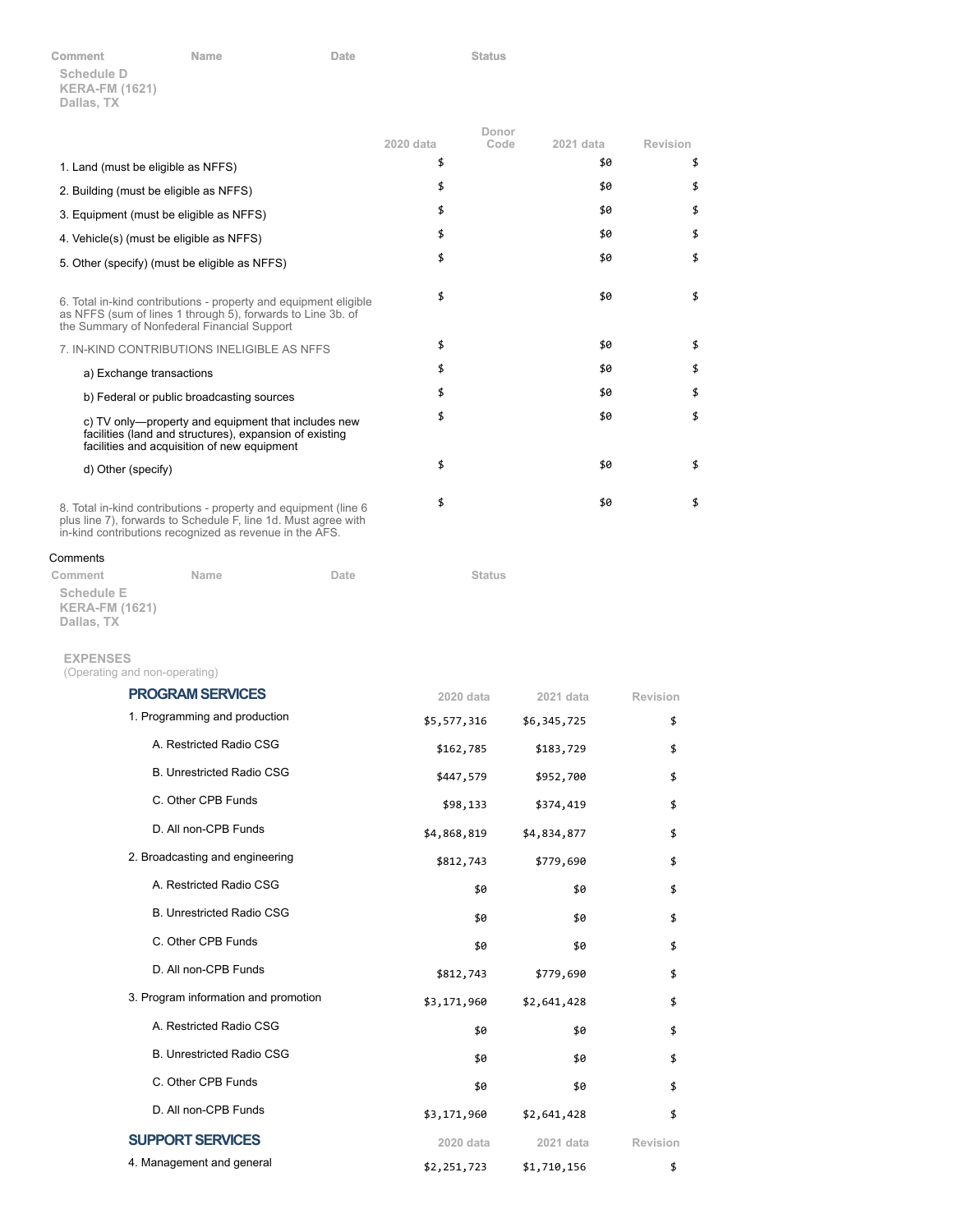| Comment | Name | Date | Status |
|---|---|---|---|

Schedule D
KERA-FM (1621)
Dallas, TX

| | 2020 data | Donor Code | 2021 data | Revision |
|---|---|---|---|---|
| 1. Land (must be eligible as NFFS) | $ | | $0 | $ |
| 2. Building (must be eligible as NFFS) | $ | | $0 | $ |
| 3. Equipment (must be eligible as NFFS) | $ | | $0 | $ |
| 4. Vehicle(s) (must be eligible as NFFS) | $ | | $0 | $ |
| 5. Other (specify) (must be eligible as NFFS) | $ | | $0 | $ |
| 6. Total in-kind contributions - property and equipment eligible as NFFS (sum of lines 1 through 5), forwards to Line 3b. of the Summary of Nonfederal Financial Support | $ | | $0 | $ |
| 7. IN-KIND CONTRIBUTIONS INELIGIBLE AS NFFS | $ | | $0 | $ |
| a) Exchange transactions | $ | | $0 | $ |
| b) Federal or public broadcasting sources | $ | | $0 | $ |
| c) TV only—property and equipment that includes new facilities (land and structures), expansion of existing facilities and acquisition of new equipment | $ | | $0 | $ |
| d) Other (specify) | $ | | $0 | $ |
| 8. Total in-kind contributions - property and equipment (line 6 plus line 7), forwards to Schedule F, line 1d. Must agree with in-kind contributions recognized as revenue in the AFS. | $ | | $0 | $ |

Comments

| Comment | Name | Date | Status |
|---|---|---|---|

Schedule E
KERA-FM (1621)
Dallas, TX

EXPENSES
(Operating and non-operating)

| PROGRAM SERVICES | 2020 data | 2021 data | Revision |
|---|---|---|---|
| 1. Programming and production | $5,577,316 | $6,345,725 | $ |
| A. Restricted Radio CSG | $162,785 | $183,729 | $ |
| B. Unrestricted Radio CSG | $447,579 | $952,700 | $ |
| C. Other CPB Funds | $98,133 | $374,419 | $ |
| D. All non-CPB Funds | $4,868,819 | $4,834,877 | $ |
| 2. Broadcasting and engineering | $812,743 | $779,690 | $ |
| A. Restricted Radio CSG | $0 | $0 | $ |
| B. Unrestricted Radio CSG | $0 | $0 | $ |
| C. Other CPB Funds | $0 | $0 | $ |
| D. All non-CPB Funds | $812,743 | $779,690 | $ |
| 3. Program information and promotion | $3,171,960 | $2,641,428 | $ |
| A. Restricted Radio CSG | $0 | $0 | $ |
| B. Unrestricted Radio CSG | $0 | $0 | $ |
| C. Other CPB Funds | $0 | $0 | $ |
| D. All non-CPB Funds | $3,171,960 | $2,641,428 | $ |
| **SUPPORT SERVICES** | **2020 data** | **2021 data** | **Revision** |
| 4. Management and general | $2,251,723 | $1,710,156 | $ |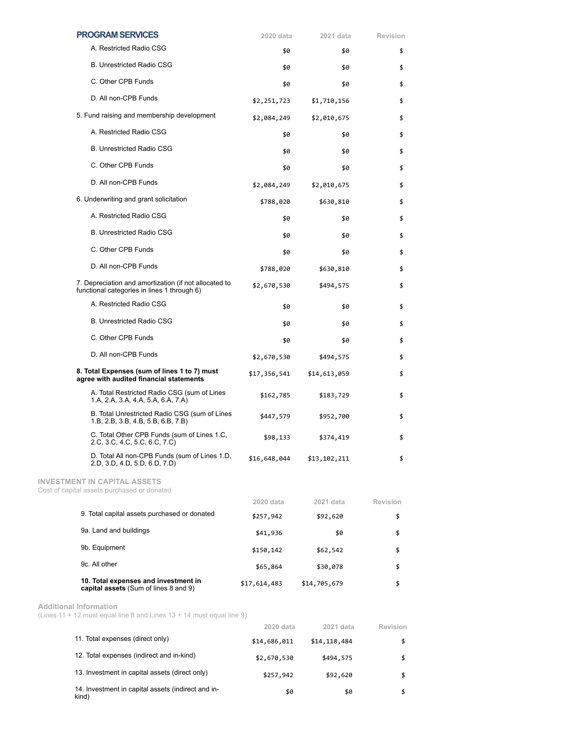## PROGRAM SERVICES

| | 2020 data | 2021 data | Revision |
|---|---|---|---|
| A. Restricted Radio CSG | $0 | $0 | $ |
| B. Unrestricted Radio CSG | $0 | $0 | $ |
| C. Other CPB Funds | $0 | $0 | $ |
| D. All non-CPB Funds | $2,251,723 | $1,710,156 | $ |
| 5. Fund raising and membership development | $2,084,249 | $2,010,675 | $ |
| A. Restricted Radio CSG | $0 | $0 | $ |
| B. Unrestricted Radio CSG | $0 | $0 | $ |
| C. Other CPB Funds | $0 | $0 | $ |
| D. All non-CPB Funds | $2,084,249 | $2,010,675 | $ |
| 6. Underwriting and grant solicitation | $788,020 | $630,810 | $ |
| A. Restricted Radio CSG | $0 | $0 | $ |
| B. Unrestricted Radio CSG | $0 | $0 | $ |
| C. Other CPB Funds | $0 | $0 | $ |
| D. All non-CPB Funds | $788,020 | $630,810 | $ |
| 7. Depreciation and amortization (if not allocated to functional categories in lines 1 through 6) | $2,670,530 | $494,575 | $ |
| A. Restricted Radio CSG | $0 | $0 | $ |
| B. Unrestricted Radio CSG | $0 | $0 | $ |
| C. Other CPB Funds | $0 | $0 | $ |
| D. All non-CPB Funds | $2,670,530 | $494,575 | $ |
| **8. Total Expenses (sum of lines 1 to 7) must agree with audited financial statements** | $17,356,541 | $14,613,059 | $ |
| A. Total Restricted Radio CSG (sum of Lines 1.A, 2.A, 3.A, 4.A, 5.A, 6.A, 7.A) | $162,785 | $183,729 | $ |
| B. Total Unrestricted Radio CSG (sum of Lines 1.B, 2.B, 3.B, 4.B, 5.B, 6.B, 7.B) | $447,579 | $952,700 | $ |
| C. Total Other CPB Funds (sum of Lines 1.C, 2.C, 3.C, 4.C, 5.C, 6.C, 7.C) | $98,133 | $374,419 | $ |
| D. Total All non-CPB Funds (sum of Lines 1.D, 2.D, 3.D, 4.D, 5.D, 6.D, 7.D) | $16,648,044 | $13,102,211 | $ |

## INVESTMENT IN CAPITAL ASSETS

Cost of capital assets purchased or donated

| | 2020 data | 2021 data | Revision |
|---|---|---|---|
| 9. Total capital assets purchased or donated | $257,942 | $92,620 | $ |
| 9a. Land and buildings | $41,936 | $0 | $ |
| 9b. Equipment | $150,142 | $62,542 | $ |
| 9c. All other | $65,864 | $30,078 | $ |
| **10. Total expenses and investment in capital assets** (Sum of lines 8 and 9) | $17,614,483 | $14,705,679 | $ |

## Additional Information

(Lines 11 + 12 must equal line 8 and Lines 13 + 14 must equal line 9)

| | 2020 data | 2021 data | Revision |
|---|---|---|---|
| 11. Total expenses (direct only) | $14,686,011 | $14,118,484 | $ |
| 12. Total expenses (indirect and in-kind) | $2,670,530 | $494,575 | $ |
| 13. Investment in capital assets (direct only) | $257,942 | $92,620 | $ |
| 14. Investment in capital assets (indirect and in-kind) | $0 | $0 | $ |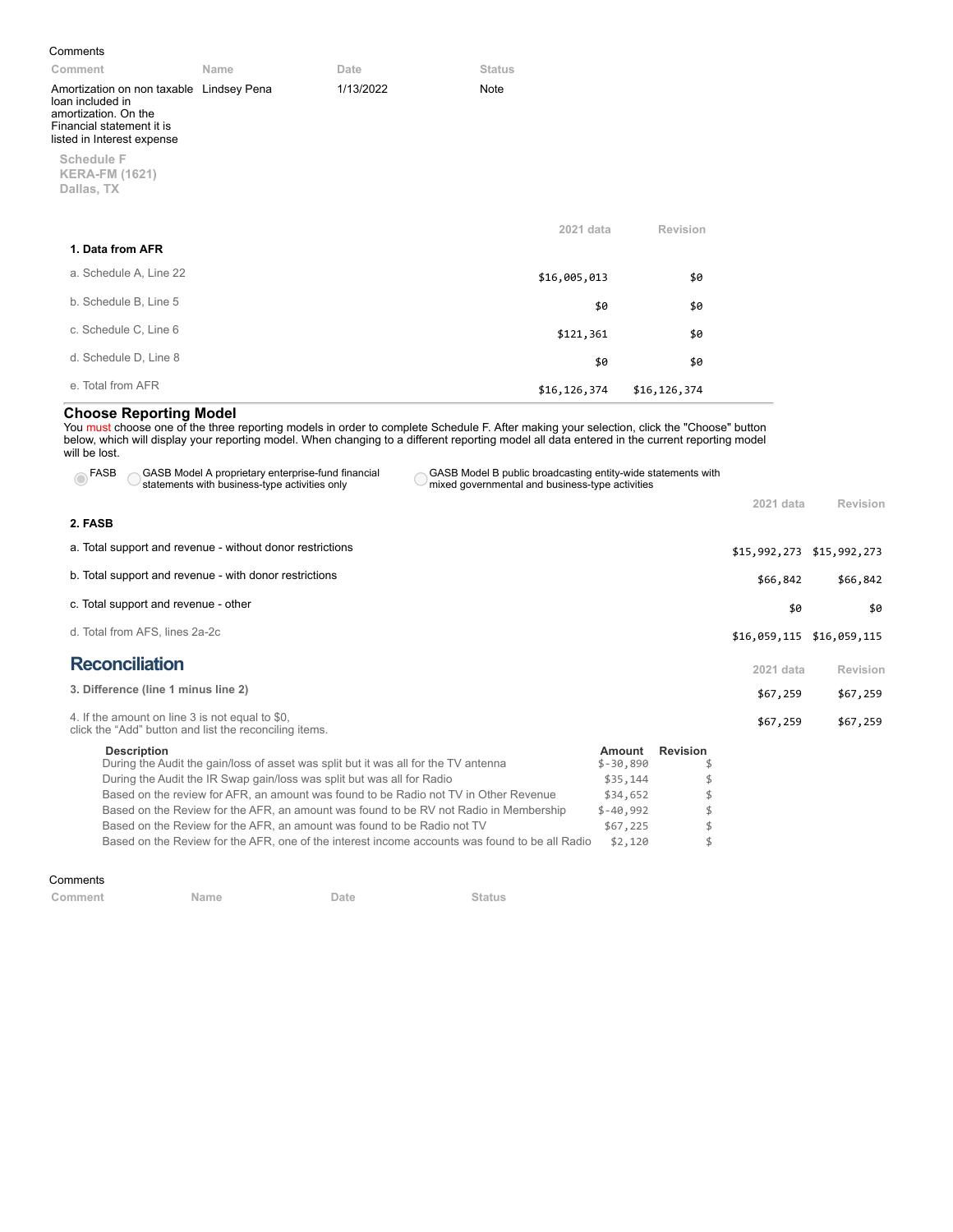Comments

| Comment | Name | Date | Status |
|---|---|---|---|
| Amortization on non taxable loan included in amortization. On the Financial statement it is listed in Interest expense | Lindsey Pena | 1/13/2022 | Note |

**Schedule F**
**KERA-FM (1621)**
**Dallas, TX**

| | 2021 data | Revision |
|---|---|---|
| **1. Data from AFR** | | |
| a. Schedule A, Line 22 | $16,005,013 | $0 |
| b. Schedule B, Line 5 | $0 | $0 |
| c. Schedule C, Line 6 | $121,361 | $0 |
| d. Schedule D, Line 8 | $0 | $0 |
| e. Total from AFR | $16,126,374 | $16,126,374 |

## Choose Reporting Model

You must choose one of the three reporting models in order to complete Schedule F. After making your selection, click the "Choose" button below, which will display your reporting model. When changing to a different reporting model all data entered in the current reporting model will be lost.

- ◉ FASB
- ○ GASB Model A proprietary enterprise-fund financial statements with business-type activities only
- ○ GASB Model B public broadcasting entity-wide statements with mixed governmental and business-type activities

| | 2021 data | Revision |
|---|---|---|
| **2. FASB** | | |
| a. Total support and revenue - without donor restrictions | $15,992,273 | $15,992,273 |
| b. Total support and revenue - with donor restrictions | $66,842 | $66,842 |
| c. Total support and revenue - other | $0 | $0 |
| d. Total from AFS, lines 2a-2c | $16,059,115 | $16,059,115 |

## Reconciliation

| | 2021 data | Revision |
|---|---|---|
| **3. Difference (line 1 minus line 2)** | $67,259 | $67,259 |
| 4. If the amount on line 3 is not equal to $0, click the "Add" button and list the reconciling items. | $67,259 | $67,259 |

| Description | Amount | Revision |
|---|---|---|
| During the Audit the gain/loss of asset was split but it was all for the TV antenna | $-30,890 | $ |
| During the Audit the IR Swap gain/loss was split but was all for Radio | $35,144 | $ |
| Based on the review for AFR, an amount was found to be Radio not TV in Other Revenue | $34,652 | $ |
| Based on the Review for the AFR, an amount was found to be RV not Radio in Membership | $-40,992 | $ |
| Based on the Review for the AFR, an amount was found to be Radio not TV | $67,225 | $ |
| Based on the Review for the AFR, one of the interest income accounts was found to be all Radio | $2,120 | $ |

Comments

| Comment | Name | Date | Status |
|---|---|---|---|